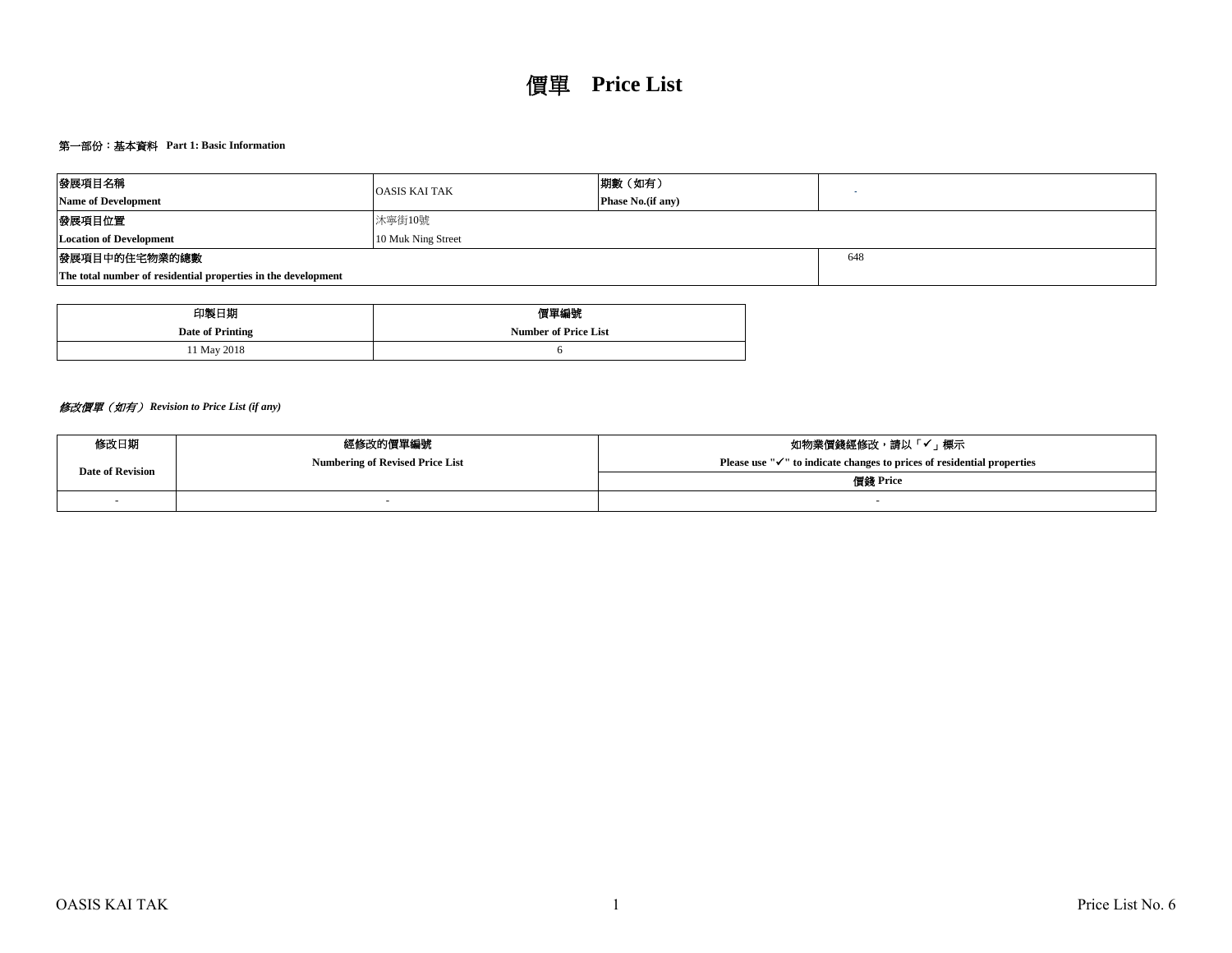# 價單 **Price List**

### 第一部份：基本資料 Part 1: Basic Information

| 發展項目名稱<br>**Name of Development** | OASIS KAI TAK | 期數（如有）<br>**Phase No.(if any)** | - |
|---|---|---|---|
| 發展項目位置<br>**Location of Development** | 沐寧街10號<br>10 Muk Ning Street | | |
| 發展項目中的住宅物業的總數<br>**The total number of residential properties in the development** | | | 648 |

| 印製日期<br>**Date of Printing** | 價單編號<br>**Number of Price List** |
|---|---|
| 11 May 2018 | 6 |

### *修改價單（如有） Revision to Price List (if any)*

| 修改日期<br>**Date of Revision** | 經修改的價單編號<br>**Numbering of Revised Price List** | 如物業價錢經修改，請以「✓」標示<br>**Please use "✓" to indicate changes to prices of residential properties**<br>價錢 **Price** |
|---|---|---|
| - | - | - |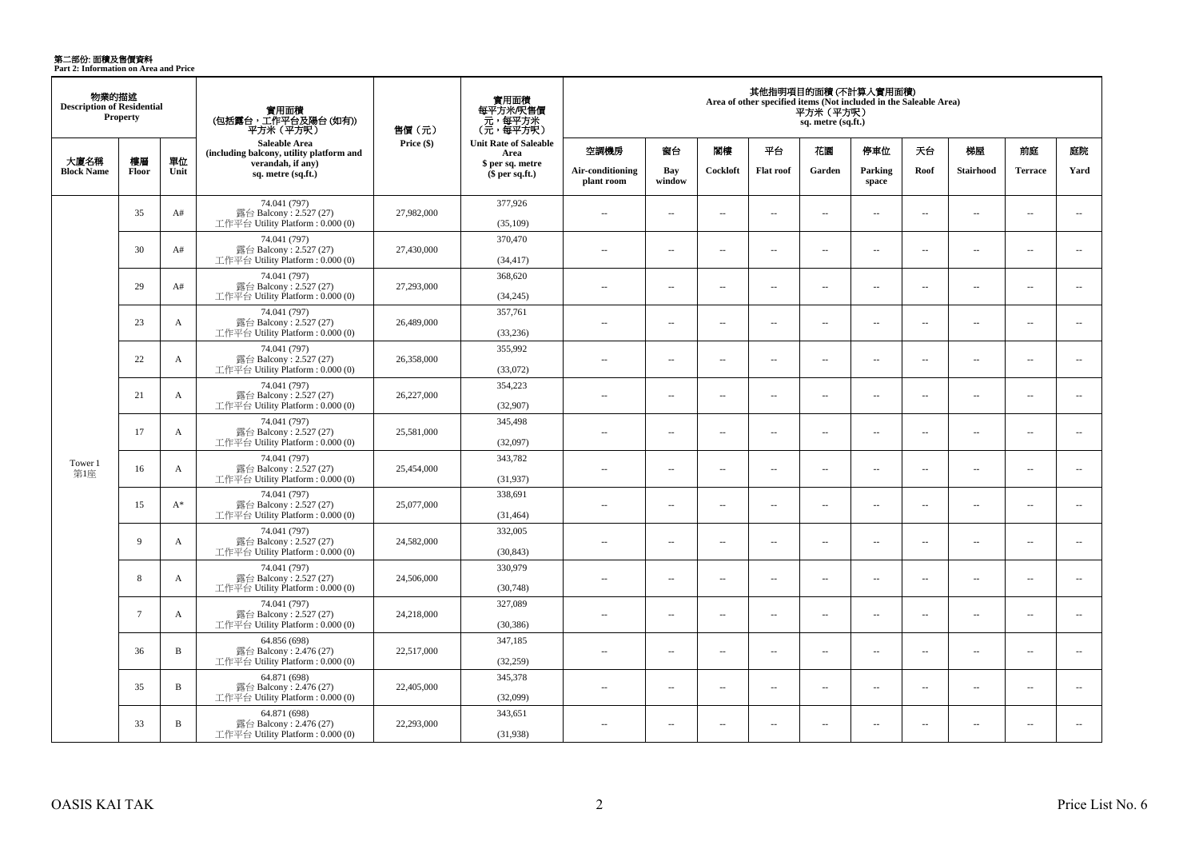# 第二部份: 面積及售價資料
**Part 2: Information on Area and Price**

| 物業的描述 Description of Residential Property | | | 實用面積 (包括露台，工作平台及陽台 (如有)) 平方米（平方呎） Saleable Area (including balcony, utility platform and verandah, if any) sq. metre (sq.ft.) | 售價（元） Price ($) | 實用面積每平方米/呎售價 元，每平方米 (元，每平方呎) Unit Rate of Saleable Area $ per sq. metre ($ per sq.ft.) | 其他指明項目的面積 (不計算入實用面積) Area of other specified items (Not included in the Saleable Area) 平方米（平方呎） sq. metre (sq.ft.) | | | | | | | | | |
|---|---|---|---|---|---|---|---|---|---|---|---|---|---|---|---|
| 大廈名稱 Block Name | 樓層 Floor | 單位 Unit | | | | 空調機房 Air-conditioning plant room | 窗台 Bay window | 閣樓 Cockloft | 平台 Flat roof | 花園 Garden | 停車位 Parking space | 天台 Roof | 梯屋 Stairhood | 前庭 Terrace | 庭院 Yard |
| Tower 1 第1座 | 35 | A# | 74.041 (797) 露台 Balcony : 2.527 (27) 工作平台 Utility Platform : 0.000 (0) | 27,982,000 | 377,926 (35,109) | -- | -- | -- | -- | -- | -- | -- | -- | -- | -- |
| | 30 | A# | 74.041 (797) 露台 Balcony : 2.527 (27) 工作平台 Utility Platform : 0.000 (0) | 27,430,000 | 370,470 (34,417) | -- | -- | -- | -- | -- | -- | -- | -- | -- | -- |
| | 29 | A# | 74.041 (797) 露台 Balcony : 2.527 (27) 工作平台 Utility Platform : 0.000 (0) | 27,293,000 | 368,620 (34,245) | -- | -- | -- | -- | -- | -- | -- | -- | -- | -- |
| | 23 | A | 74.041 (797) 露台 Balcony : 2.527 (27) 工作平台 Utility Platform : 0.000 (0) | 26,489,000 | 357,761 (33,236) | -- | -- | -- | -- | -- | -- | -- | -- | -- | -- |
| | 22 | A | 74.041 (797) 露台 Balcony : 2.527 (27) 工作平台 Utility Platform : 0.000 (0) | 26,358,000 | 355,992 (33,072) | -- | -- | -- | -- | -- | -- | -- | -- | -- | -- |
| | 21 | A | 74.041 (797) 露台 Balcony : 2.527 (27) 工作平台 Utility Platform : 0.000 (0) | 26,227,000 | 354,223 (32,907) | -- | -- | -- | -- | -- | -- | -- | -- | -- | -- |
| | 17 | A | 74.041 (797) 露台 Balcony : 2.527 (27) 工作平台 Utility Platform : 0.000 (0) | 25,581,000 | 345,498 (32,097) | -- | -- | -- | -- | -- | -- | -- | -- | -- | -- |
| | 16 | A | 74.041 (797) 露台 Balcony : 2.527 (27) 工作平台 Utility Platform : 0.000 (0) | 25,454,000 | 343,782 (31,937) | -- | -- | -- | -- | -- | -- | -- | -- | -- | -- |
| | 15 | A* | 74.041 (797) 露台 Balcony : 2.527 (27) 工作平台 Utility Platform : 0.000 (0) | 25,077,000 | 338,691 (31,464) | -- | -- | -- | -- | -- | -- | -- | -- | -- | -- |
| | 9 | A | 74.041 (797) 露台 Balcony : 2.527 (27) 工作平台 Utility Platform : 0.000 (0) | 24,582,000 | 332,005 (30,843) | -- | -- | -- | -- | -- | -- | -- | -- | -- | -- |
| | 8 | A | 74.041 (797) 露台 Balcony : 2.527 (27) 工作平台 Utility Platform : 0.000 (0) | 24,506,000 | 330,979 (30,748) | -- | -- | -- | -- | -- | -- | -- | -- | -- | -- |
| | 7 | A | 74.041 (797) 露台 Balcony : 2.527 (27) 工作平台 Utility Platform : 0.000 (0) | 24,218,000 | 327,089 (30,386) | -- | -- | -- | -- | -- | -- | -- | -- | -- | -- |
| | 36 | B | 64.856 (698) 露台 Balcony : 2.476 (27) 工作平台 Utility Platform : 0.000 (0) | 22,517,000 | 347,185 (32,259) | -- | -- | -- | -- | -- | -- | -- | -- | -- | -- |
| | 35 | B | 64.871 (698) 露台 Balcony : 2.476 (27) 工作平台 Utility Platform : 0.000 (0) | 22,405,000 | 345,378 (32,099) | -- | -- | -- | -- | -- | -- | -- | -- | -- | -- |
| | 33 | B | 64.871 (698) 露台 Balcony : 2.476 (27) 工作平台 Utility Platform : 0.000 (0) | 22,293,000 | 343,651 (31,938) | -- | -- | -- | -- | -- | -- | -- | -- | -- | -- |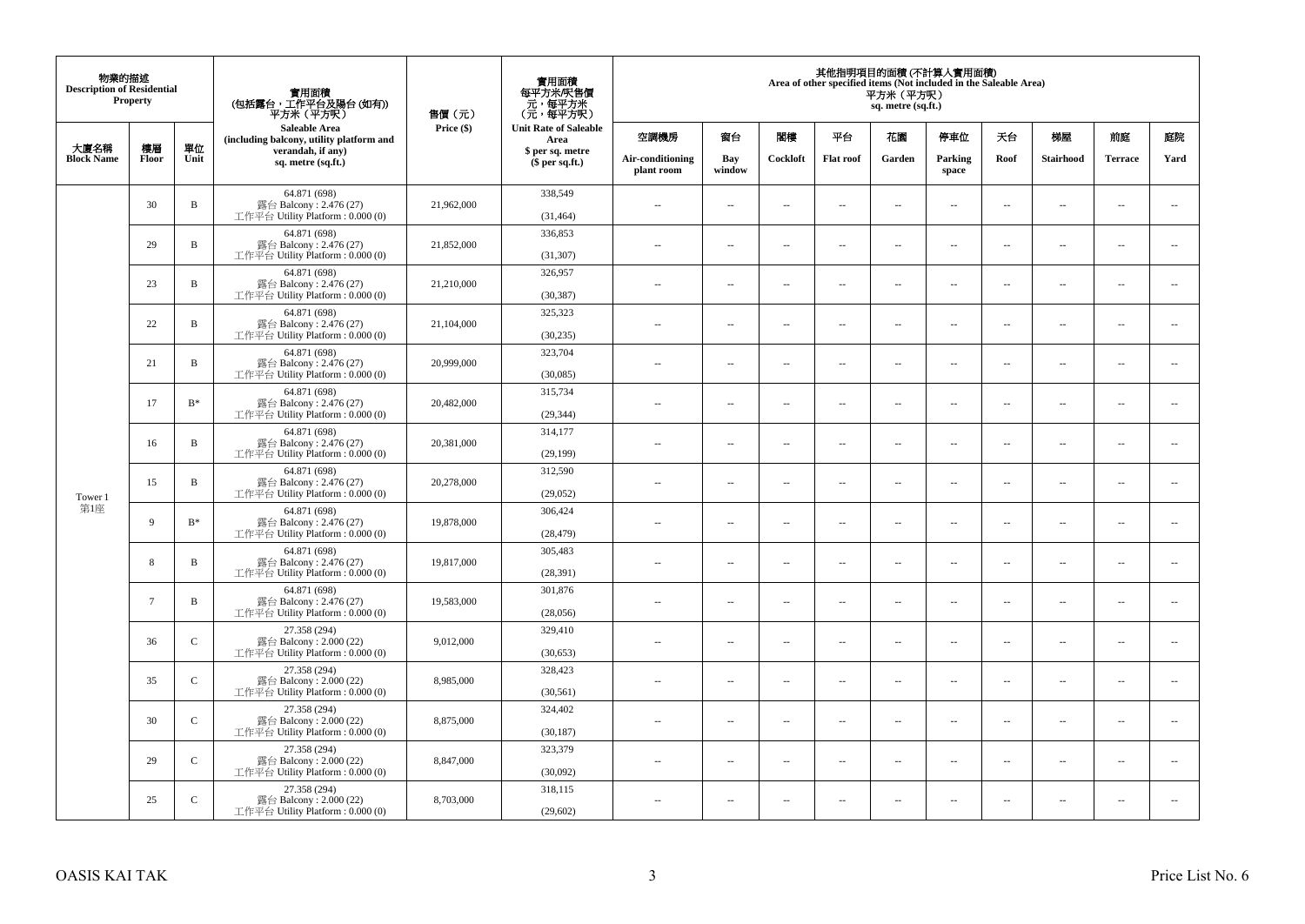| 物業的描述 Description of Residential Property | | | 實用面積 (包括露台，工作平台及陽台 (如有)) 平方米（平方呎） Saleable Area (including balcony, utility platform and verandah, if any) sq. metre (sq.ft.) | 售價（元） Price ($) | 實用面積 每平方米/呎售價 元，每平方米 (元，每平方呎) Unit Rate of Saleable Area $ per sq. metre ($ per sq.ft.) | 其他指明項目的面積 (不計算入實用面積) Area of other specified items (Not included in the Saleable Area) 平方米 (平方呎) sq. metre (sq.ft.) | | | | | | | | | |
|---|---|---|---|---|---|---|---|---|---|---|---|---|---|---|---|
| 大廈名稱 Block Name | 樓層 Floor | 單位 Unit | | | | 空調機房 Air-conditioning plant room | 窗台 Bay window | 閣樓 Cockloft | 平台 Flat roof | 花園 Garden | 停車位 Parking space | 天台 Roof | 梯屋 Stairhood | 前庭 Terrace | 庭院 Yard |
| Tower 1 第1座 | 30 | B | 64.871 (698) 露台 Balcony : 2.476 (27) 工作平台 Utility Platform : 0.000 (0) | 21,962,000 | 338,549 (31,464) | -- | -- | -- | -- | -- | -- | -- | -- | -- | -- |
| | 29 | B | 64.871 (698) 露台 Balcony : 2.476 (27) 工作平台 Utility Platform : 0.000 (0) | 21,852,000 | 336,853 (31,307) | -- | -- | -- | -- | -- | -- | -- | -- | -- | -- |
| | 23 | B | 64.871 (698) 露台 Balcony : 2.476 (27) 工作平台 Utility Platform : 0.000 (0) | 21,210,000 | 326,957 (30,387) | -- | -- | -- | -- | -- | -- | -- | -- | -- | -- |
| | 22 | B | 64.871 (698) 露台 Balcony : 2.476 (27) 工作平台 Utility Platform : 0.000 (0) | 21,104,000 | 325,323 (30,235) | -- | -- | -- | -- | -- | -- | -- | -- | -- | -- |
| | 21 | B | 64.871 (698) 露台 Balcony : 2.476 (27) 工作平台 Utility Platform : 0.000 (0) | 20,999,000 | 323,704 (30,085) | -- | -- | -- | -- | -- | -- | -- | -- | -- | -- |
| | 17 | B* | 64.871 (698) 露台 Balcony : 2.476 (27) 工作平台 Utility Platform : 0.000 (0) | 20,482,000 | 315,734 (29,344) | -- | -- | -- | -- | -- | -- | -- | -- | -- | -- |
| | 16 | B | 64.871 (698) 露台 Balcony : 2.476 (27) 工作平台 Utility Platform : 0.000 (0) | 20,381,000 | 314,177 (29,199) | -- | -- | -- | -- | -- | -- | -- | -- | -- | -- |
| | 15 | B | 64.871 (698) 露台 Balcony : 2.476 (27) 工作平台 Utility Platform : 0.000 (0) | 20,278,000 | 312,590 (29,052) | -- | -- | -- | -- | -- | -- | -- | -- | -- | -- |
| | 9 | B* | 64.871 (698) 露台 Balcony : 2.476 (27) 工作平台 Utility Platform : 0.000 (0) | 19,878,000 | 306,424 (28,479) | -- | -- | -- | -- | -- | -- | -- | -- | -- | -- |
| | 8 | B | 64.871 (698) 露台 Balcony : 2.476 (27) 工作平台 Utility Platform : 0.000 (0) | 19,817,000 | 305,483 (28,391) | -- | -- | -- | -- | -- | -- | -- | -- | -- | -- |
| | 7 | B | 64.871 (698) 露台 Balcony : 2.476 (27) 工作平台 Utility Platform : 0.000 (0) | 19,583,000 | 301,876 (28,056) | -- | -- | -- | -- | -- | -- | -- | -- | -- | -- |
| | 36 | C | 27.358 (294) 露台 Balcony : 2.000 (22) 工作平台 Utility Platform : 0.000 (0) | 9,012,000 | 329,410 (30,653) | -- | -- | -- | -- | -- | -- | -- | -- | -- | -- |
| | 35 | C | 27.358 (294) 露台 Balcony : 2.000 (22) 工作平台 Utility Platform : 0.000 (0) | 8,985,000 | 328,423 (30,561) | -- | -- | -- | -- | -- | -- | -- | -- | -- | -- |
| | 30 | C | 27.358 (294) 露台 Balcony : 2.000 (22) 工作平台 Utility Platform : 0.000 (0) | 8,875,000 | 324,402 (30,187) | -- | -- | -- | -- | -- | -- | -- | -- | -- | -- |
| | 29 | C | 27.358 (294) 露台 Balcony : 2.000 (22) 工作平台 Utility Platform : 0.000 (0) | 8,847,000 | 323,379 (30,092) | -- | -- | -- | -- | -- | -- | -- | -- | -- | -- |
| | 25 | C | 27.358 (294) 露台 Balcony : 2.000 (22) 工作平台 Utility Platform : 0.000 (0) | 8,703,000 | 318,115 (29,602) | -- | -- | -- | -- | -- | -- | -- | -- | -- | -- |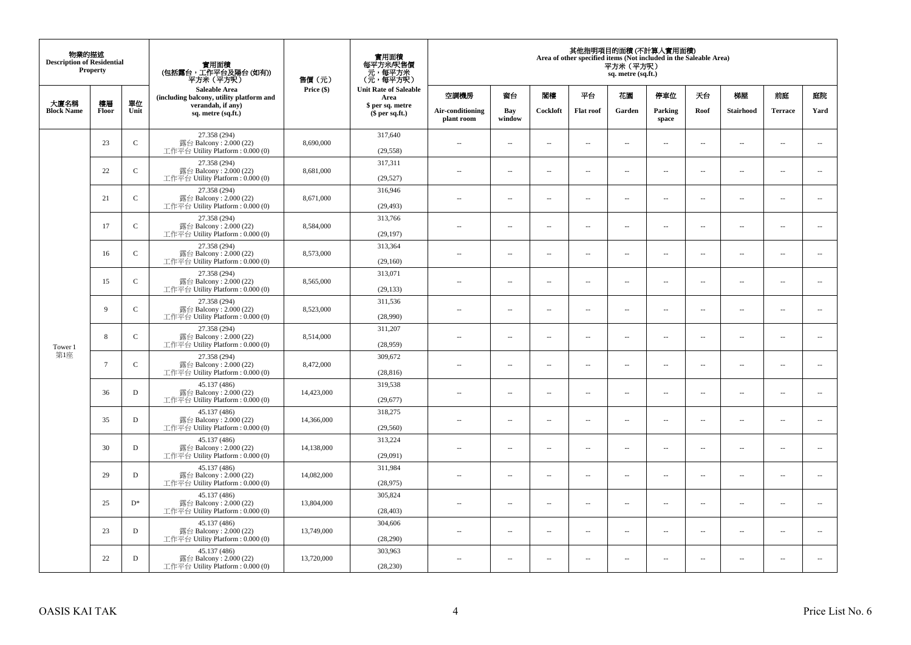| 物業的描述 Description of Residential Property | | | 實用面積 (包括露台，工作平台及陽台 (如有)) 平方米（平方呎） Saleable Area (including balcony, utility platform and verandah, if any) sq. metre (sq.ft.) | 售價（元） Price ($) | 實用面積 每平方米/呎售價 元，每平方米 (元，每平方呎) Unit Rate of Saleable Area $ per sq. metre ($ per sq.ft.) | 其他指明項目的面積 (不計算入實用面積) Area of other specified items (Not included in the Saleable Area) 平方米（平方呎） sq. metre (sq.ft.) | | | | | | | | | |
|---|---|---|---|---|---|---|---|---|---|---|---|---|---|---|---|
| 大廈名稱 Block Name | 樓層 Floor | 單位 Unit | | | | 空調機房 Air-conditioning plant room | 窗台 Bay window | 閣樓 Cockloft | 平台 Flat roof | 花園 Garden | 停車位 Parking space | 天台 Roof | 梯屋 Stairhood | 前庭 Terrace | 庭院 Yard |
| Tower 1 第1座 | 23 | C | 27.358 (294) 露台 Balcony : 2.000 (22) 工作平台 Utility Platform : 0.000 (0) | 8,690,000 | 317,640 (29,558) | -- | -- | -- | -- | -- | -- | -- | -- | -- | -- |
| | 22 | C | 27.358 (294) 露台 Balcony : 2.000 (22) 工作平台 Utility Platform : 0.000 (0) | 8,681,000 | 317,311 (29,527) | -- | -- | -- | -- | -- | -- | -- | -- | -- | -- |
| | 21 | C | 27.358 (294) 露台 Balcony : 2.000 (22) 工作平台 Utility Platform : 0.000 (0) | 8,671,000 | 316,946 (29,493) | -- | -- | -- | -- | -- | -- | -- | -- | -- | -- |
| | 17 | C | 27.358 (294) 露台 Balcony : 2.000 (22) 工作平台 Utility Platform : 0.000 (0) | 8,584,000 | 313,766 (29,197) | -- | -- | -- | -- | -- | -- | -- | -- | -- | -- |
| | 16 | C | 27.358 (294) 露台 Balcony : 2.000 (22) 工作平台 Utility Platform : 0.000 (0) | 8,573,000 | 313,364 (29,160) | -- | -- | -- | -- | -- | -- | -- | -- | -- | -- |
| | 15 | C | 27.358 (294) 露台 Balcony : 2.000 (22) 工作平台 Utility Platform : 0.000 (0) | 8,565,000 | 313,071 (29,133) | -- | -- | -- | -- | -- | -- | -- | -- | -- | -- |
| | 9 | C | 27.358 (294) 露台 Balcony : 2.000 (22) 工作平台 Utility Platform : 0.000 (0) | 8,523,000 | 311,536 (28,990) | -- | -- | -- | -- | -- | -- | -- | -- | -- | -- |
| | 8 | C | 27.358 (294) 露台 Balcony : 2.000 (22) 工作平台 Utility Platform : 0.000 (0) | 8,514,000 | 311,207 (28,959) | -- | -- | -- | -- | -- | -- | -- | -- | -- | -- |
| | 7 | C | 27.358 (294) 露台 Balcony : 2.000 (22) 工作平台 Utility Platform : 0.000 (0) | 8,472,000 | 309,672 (28,816) | -- | -- | -- | -- | -- | -- | -- | -- | -- | -- |
| | 36 | D | 45.137 (486) 露台 Balcony : 2.000 (22) 工作平台 Utility Platform : 0.000 (0) | 14,423,000 | 319,538 (29,677) | -- | -- | -- | -- | -- | -- | -- | -- | -- | -- |
| | 35 | D | 45.137 (486) 露台 Balcony : 2.000 (22) 工作平台 Utility Platform : 0.000 (0) | 14,366,000 | 318,275 (29,560) | -- | -- | -- | -- | -- | -- | -- | -- | -- | -- |
| | 30 | D | 45.137 (486) 露台 Balcony : 2.000 (22) 工作平台 Utility Platform : 0.000 (0) | 14,138,000 | 313,224 (29,091) | -- | -- | -- | -- | -- | -- | -- | -- | -- | -- |
| | 29 | D | 45.137 (486) 露台 Balcony : 2.000 (22) 工作平台 Utility Platform : 0.000 (0) | 14,082,000 | 311,984 (28,975) | -- | -- | -- | -- | -- | -- | -- | -- | -- | -- |
| | 25 | D* | 45.137 (486) 露台 Balcony : 2.000 (22) 工作平台 Utility Platform : 0.000 (0) | 13,804,000 | 305,824 (28,403) | -- | -- | -- | -- | -- | -- | -- | -- | -- | -- |
| | 23 | D | 45.137 (486) 露台 Balcony : 2.000 (22) 工作平台 Utility Platform : 0.000 (0) | 13,749,000 | 304,606 (28,290) | -- | -- | -- | -- | -- | -- | -- | -- | -- | -- |
| | 22 | D | 45.137 (486) 露台 Balcony : 2.000 (22) 工作平台 Utility Platform : 0.000 (0) | 13,720,000 | 303,963 (28,230) | -- | -- | -- | -- | -- | -- | -- | -- | -- | -- |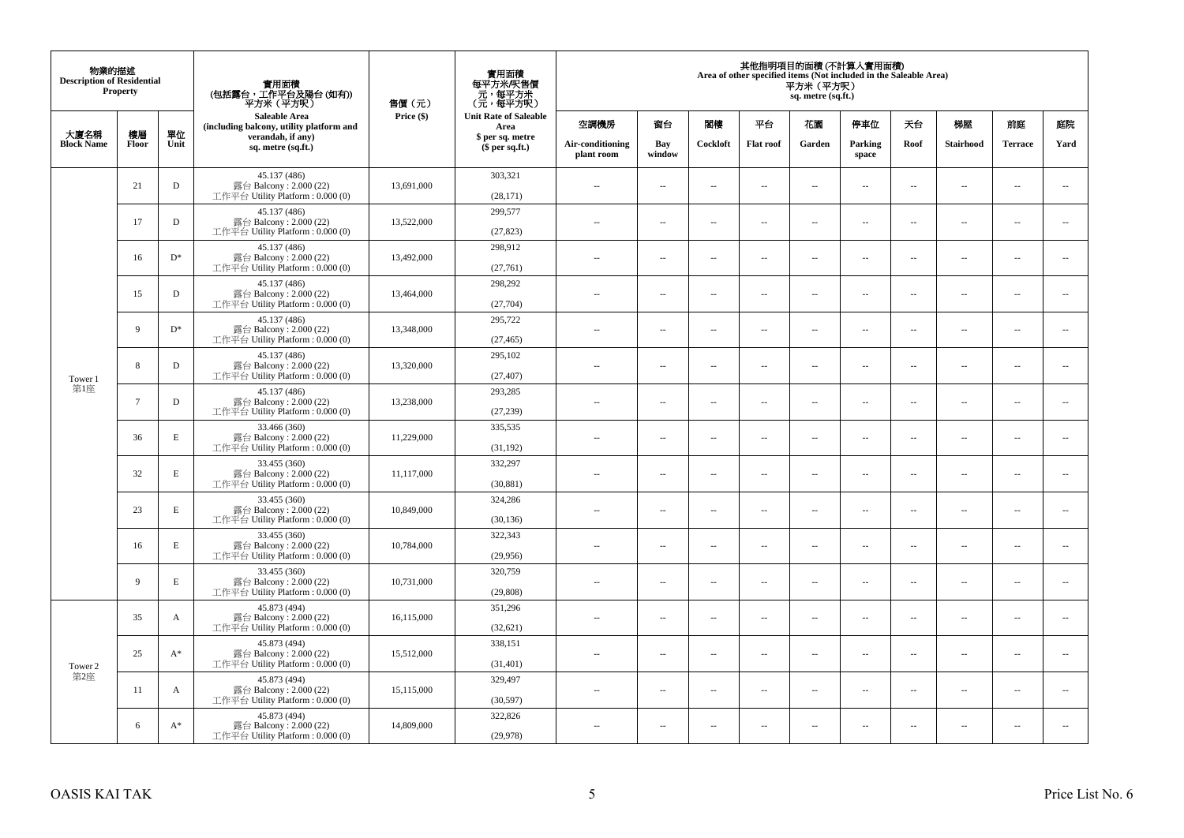| 物業的描述 Description of Residential Property | | | 實用面積 (包括露台，工作平台及陽台 (如有)) 平方米（平方呎） Saleable Area (including balcony, utility platform and verandah, if any) sq. metre (sq.ft.) | 售價（元） Price ($) | 實用面積 每平方米/呎售價 元，每平方米 (元，每平方呎) Unit Rate of Saleable Area $ per sq. metre ($ per sq.ft.) | 其他指明項目的面積 (不計算入實用面積) Area of other specified items (Not included in the Saleable Area) 平方米（平方呎） sq. metre (sq.ft.) | | | | | | | | | |
|---|---|---|---|---|---|---|---|---|---|---|---|---|---|---|---|
| 大廈名稱 Block Name | 樓層 Floor | 單位 Unit | | | | 空調機房 Air-conditioning plant room | 窗台 Bay window | 閣樓 Cockloft | 平台 Flat roof | 花園 Garden | 停車位 Parking space | 天台 Roof | 梯屋 Stairhood | 前庭 Terrace | 庭院 Yard |
| Tower 1 第1座 | 21 | D | 45.137 (486) 露台 Balcony : 2.000 (22) 工作平台 Utility Platform : 0.000 (0) | 13,691,000 | 303,321 (28,171) | -- | -- | -- | -- | -- | -- | -- | -- | -- | -- |
| | 17 | D | 45.137 (486) 露台 Balcony : 2.000 (22) 工作平台 Utility Platform : 0.000 (0) | 13,522,000 | 299,577 (27,823) | -- | -- | -- | -- | -- | -- | -- | -- | -- | -- |
| | 16 | D* | 45.137 (486) 露台 Balcony : 2.000 (22) 工作平台 Utility Platform : 0.000 (0) | 13,492,000 | 298,912 (27,761) | -- | -- | -- | -- | -- | -- | -- | -- | -- | -- |
| | 15 | D | 45.137 (486) 露台 Balcony : 2.000 (22) 工作平台 Utility Platform : 0.000 (0) | 13,464,000 | 298,292 (27,704) | -- | -- | -- | -- | -- | -- | -- | -- | -- | -- |
| | 9 | D* | 45.137 (486) 露台 Balcony : 2.000 (22) 工作平台 Utility Platform : 0.000 (0) | 13,348,000 | 295,722 (27,465) | -- | -- | -- | -- | -- | -- | -- | -- | -- | -- |
| | 8 | D | 45.137 (486) 露台 Balcony : 2.000 (22) 工作平台 Utility Platform : 0.000 (0) | 13,320,000 | 295,102 (27,407) | -- | -- | -- | -- | -- | -- | -- | -- | -- | -- |
| | 7 | D | 45.137 (486) 露台 Balcony : 2.000 (22) 工作平台 Utility Platform : 0.000 (0) | 13,238,000 | 293,285 (27,239) | -- | -- | -- | -- | -- | -- | -- | -- | -- | -- |
| | 36 | E | 33.466 (360) 露台 Balcony : 2.000 (22) 工作平台 Utility Platform : 0.000 (0) | 11,229,000 | 335,535 (31,192) | -- | -- | -- | -- | -- | -- | -- | -- | -- | -- |
| | 32 | E | 33.455 (360) 露台 Balcony : 2.000 (22) 工作平台 Utility Platform : 0.000 (0) | 11,117,000 | 332,297 (30,881) | -- | -- | -- | -- | -- | -- | -- | -- | -- | -- |
| | 23 | E | 33.455 (360) 露台 Balcony : 2.000 (22) 工作平台 Utility Platform : 0.000 (0) | 10,849,000 | 324,286 (30,136) | -- | -- | -- | -- | -- | -- | -- | -- | -- | -- |
| | 16 | E | 33.455 (360) 露台 Balcony : 2.000 (22) 工作平台 Utility Platform : 0.000 (0) | 10,784,000 | 322,343 (29,956) | -- | -- | -- | -- | -- | -- | -- | -- | -- | -- |
| | 9 | E | 33.455 (360) 露台 Balcony : 2.000 (22) 工作平台 Utility Platform : 0.000 (0) | 10,731,000 | 320,759 (29,808) | -- | -- | -- | -- | -- | -- | -- | -- | -- | -- |
| Tower 2 第2座 | 35 | A | 45.873 (494) 露台 Balcony : 2.000 (22) 工作平台 Utility Platform : 0.000 (0) | 16,115,000 | 351,296 (32,621) | -- | -- | -- | -- | -- | -- | -- | -- | -- | -- |
| | 25 | A* | 45.873 (494) 露台 Balcony : 2.000 (22) 工作平台 Utility Platform : 0.000 (0) | 15,512,000 | 338,151 (31,401) | -- | -- | -- | -- | -- | -- | -- | -- | -- | -- |
| | 11 | A | 45.873 (494) 露台 Balcony : 2.000 (22) 工作平台 Utility Platform : 0.000 (0) | 15,115,000 | 329,497 (30,597) | -- | -- | -- | -- | -- | -- | -- | -- | -- | -- |
| | 6 | A* | 45.873 (494) 露台 Balcony : 2.000 (22) 工作平台 Utility Platform : 0.000 (0) | 14,809,000 | 322,826 (29,978) | -- | -- | -- | -- | -- | -- | -- | -- | -- | -- |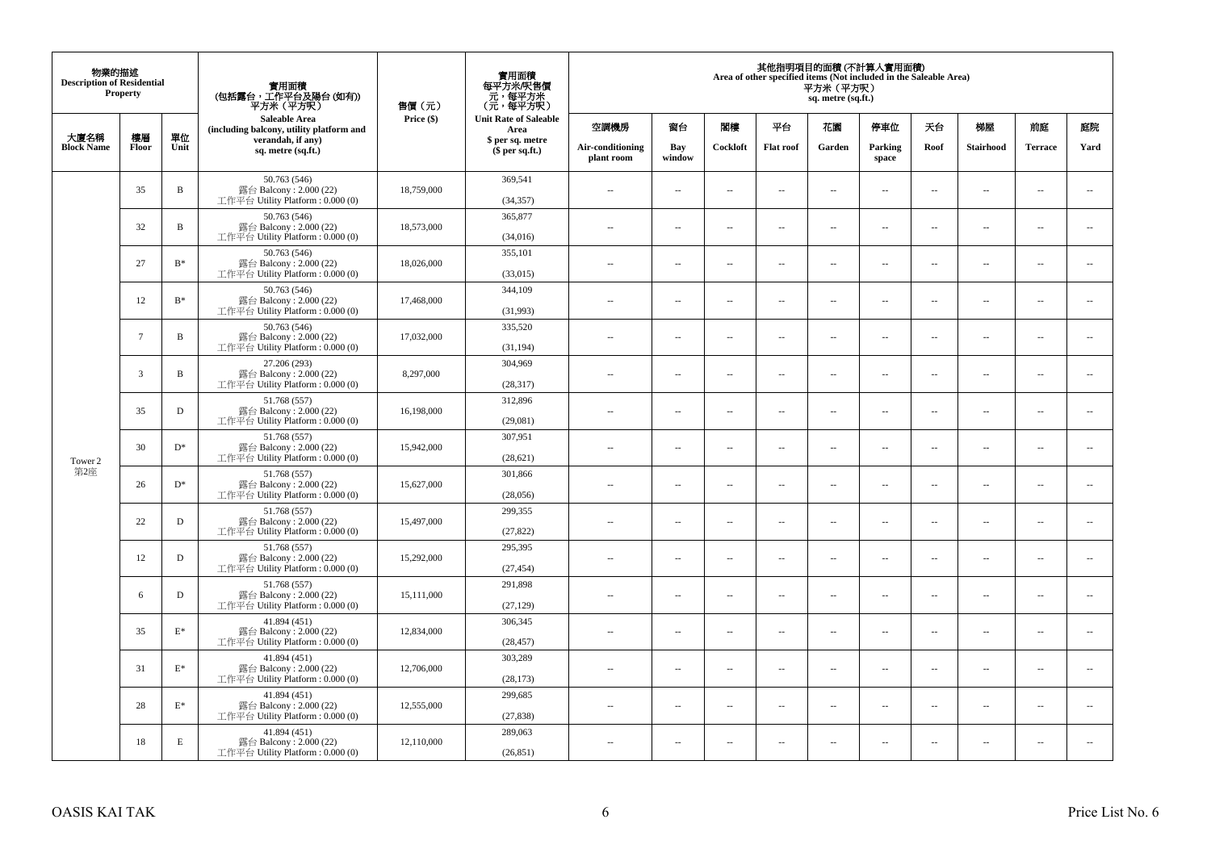| 物業的描述 Description of Residential Property | | | 實用面積 (包括露台，工作平台及陽台 (如有)) 平方米（平方呎） Saleable Area (including balcony, utility platform and verandah, if any) sq. metre (sq.ft.) | 售價（元） Price ($) | 實用面積 每平方米/呎售價 元，每平方米 (元，每平方呎) Unit Rate of Saleable Area $ per sq. metre ($ per sq.ft.) | 其他指明項目的面積 (不計算入實用面積) Area of other specified items (Not included in the Saleable Area) 平方米（平方呎） sq. metre (sq.ft.) | | | | | | | | | |
|---|---|---|---|---|---|---|---|---|---|---|---|---|---|---|---|
| 大廈名稱 Block Name | 樓層 Floor | 單位 Unit | | | | 空調機房 Air-conditioning plant room | 窗台 Bay window | 閣樓 Cockloft | 平台 Flat roof | 花園 Garden | 停車位 Parking space | 天台 Roof | 梯屋 Stairhood | 前庭 Terrace | 庭院 Yard |
| Tower 2 第2座 | 35 | B | 50.763 (546) 露台 Balcony : 2.000 (22) 工作平台 Utility Platform : 0.000 (0) | 18,759,000 | 369,541 (34,357) | -- | -- | -- | -- | -- | -- | -- | -- | -- | -- |
| | 32 | B | 50.763 (546) 露台 Balcony : 2.000 (22) 工作平台 Utility Platform : 0.000 (0) | 18,573,000 | 365,877 (34,016) | -- | -- | -- | -- | -- | -- | -- | -- | -- | -- |
| | 27 | B* | 50.763 (546) 露台 Balcony : 2.000 (22) 工作平台 Utility Platform : 0.000 (0) | 18,026,000 | 355,101 (33,015) | -- | -- | -- | -- | -- | -- | -- | -- | -- | -- |
| | 12 | B* | 50.763 (546) 露台 Balcony : 2.000 (22) 工作平台 Utility Platform : 0.000 (0) | 17,468,000 | 344,109 (31,993) | -- | -- | -- | -- | -- | -- | -- | -- | -- | -- |
| | 7 | B | 50.763 (546) 露台 Balcony : 2.000 (22) 工作平台 Utility Platform : 0.000 (0) | 17,032,000 | 335,520 (31,194) | -- | -- | -- | -- | -- | -- | -- | -- | -- | -- |
| | 3 | B | 27.206 (293) 露台 Balcony : 2.000 (22) 工作平台 Utility Platform : 0.000 (0) | 8,297,000 | 304,969 (28,317) | -- | -- | -- | -- | -- | -- | -- | -- | -- | -- |
| | 35 | D | 51.768 (557) 露台 Balcony : 2.000 (22) 工作平台 Utility Platform : 0.000 (0) | 16,198,000 | 312,896 (29,081) | -- | -- | -- | -- | -- | -- | -- | -- | -- | -- |
| | 30 | D* | 51.768 (557) 露台 Balcony : 2.000 (22) 工作平台 Utility Platform : 0.000 (0) | 15,942,000 | 307,951 (28,621) | -- | -- | -- | -- | -- | -- | -- | -- | -- | -- |
| | 26 | D* | 51.768 (557) 露台 Balcony : 2.000 (22) 工作平台 Utility Platform : 0.000 (0) | 15,627,000 | 301,866 (28,056) | -- | -- | -- | -- | -- | -- | -- | -- | -- | -- |
| | 22 | D | 51.768 (557) 露台 Balcony : 2.000 (22) 工作平台 Utility Platform : 0.000 (0) | 15,497,000 | 299,355 (27,822) | -- | -- | -- | -- | -- | -- | -- | -- | -- | -- |
| | 12 | D | 51.768 (557) 露台 Balcony : 2.000 (22) 工作平台 Utility Platform : 0.000 (0) | 15,292,000 | 295,395 (27,454) | -- | -- | -- | -- | -- | -- | -- | -- | -- | -- |
| | 6 | D | 51.768 (557) 露台 Balcony : 2.000 (22) 工作平台 Utility Platform : 0.000 (0) | 15,111,000 | 291,898 (27,129) | -- | -- | -- | -- | -- | -- | -- | -- | -- | -- |
| | 35 | E* | 41.894 (451) 露台 Balcony : 2.000 (22) 工作平台 Utility Platform : 0.000 (0) | 12,834,000 | 306,345 (28,457) | -- | -- | -- | -- | -- | -- | -- | -- | -- | -- |
| | 31 | E* | 41.894 (451) 露台 Balcony : 2.000 (22) 工作平台 Utility Platform : 0.000 (0) | 12,706,000 | 303,289 (28,173) | -- | -- | -- | -- | -- | -- | -- | -- | -- | -- |
| | 28 | E* | 41.894 (451) 露台 Balcony : 2.000 (22) 工作平台 Utility Platform : 0.000 (0) | 12,555,000 | 299,685 (27,838) | -- | -- | -- | -- | -- | -- | -- | -- | -- | -- |
| | 18 | E | 41.894 (451) 露台 Balcony : 2.000 (22) 工作平台 Utility Platform : 0.000 (0) | 12,110,000 | 289,063 (26,851) | -- | -- | -- | -- | -- | -- | -- | -- | -- | -- |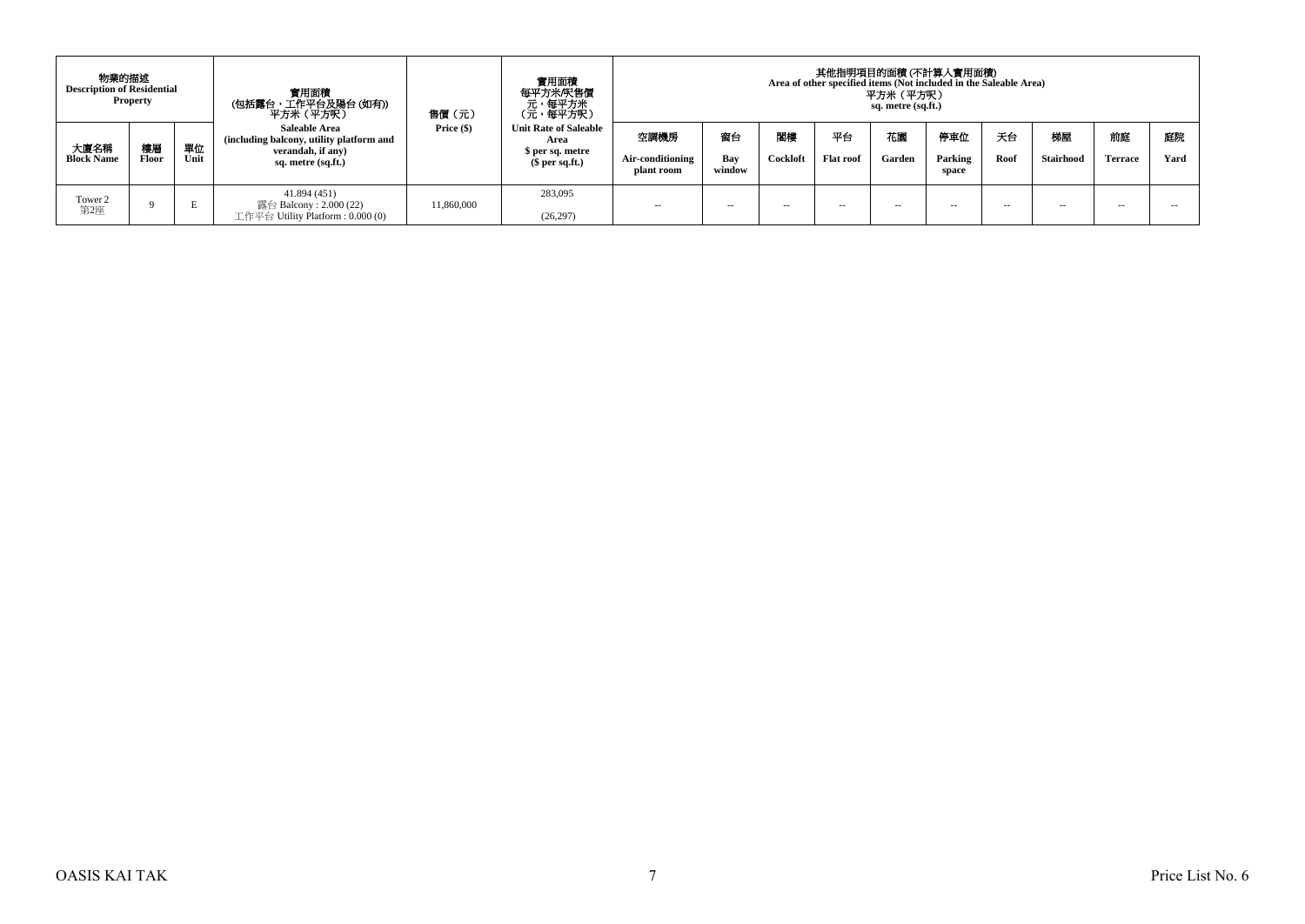| 物業的描述 Description of Residential Property | | | 實用面積 (包括露台，工作平台及陽台 (如有)) 平方米（平方呎） Saleable Area (including balcony, utility platform and verandah, if any) sq. metre (sq.ft.) | 售價（元） Price ($) | 實用面積 每平方米/呎售價 元，每平方米 (元，每平方呎) Unit Rate of Saleable Area $ per sq. metre ($ per sq.ft.) | 其他指明項目的面積 (不計算入實用面積) Area of other specified items (Not included in the Saleable Area) 平方米（平方呎） sq. metre (sq.ft.) | | | | | | | | | |
|---|---|---|---|---|---|---|---|---|---|---|---|---|---|---|---|
| 大廈名稱 Block Name | 樓層 Floor | 單位 Unit | | | | 空調機房 Air-conditioning plant room | 窗台 Bay window | 閣樓 Cockloft | 平台 Flat roof | 花園 Garden | 停車位 Parking space | 天台 Roof | 梯屋 Stairhood | 前庭 Terrace | 庭院 Yard |
| Tower 2 第2座 | 9 | E | 41.894 (451) 露台 Balcony : 2.000 (22) 工作平台 Utility Platform : 0.000 (0) | 11,860,000 | 283,095 (26,297) | -- | -- | -- | -- | -- | -- | -- | -- | -- | -- |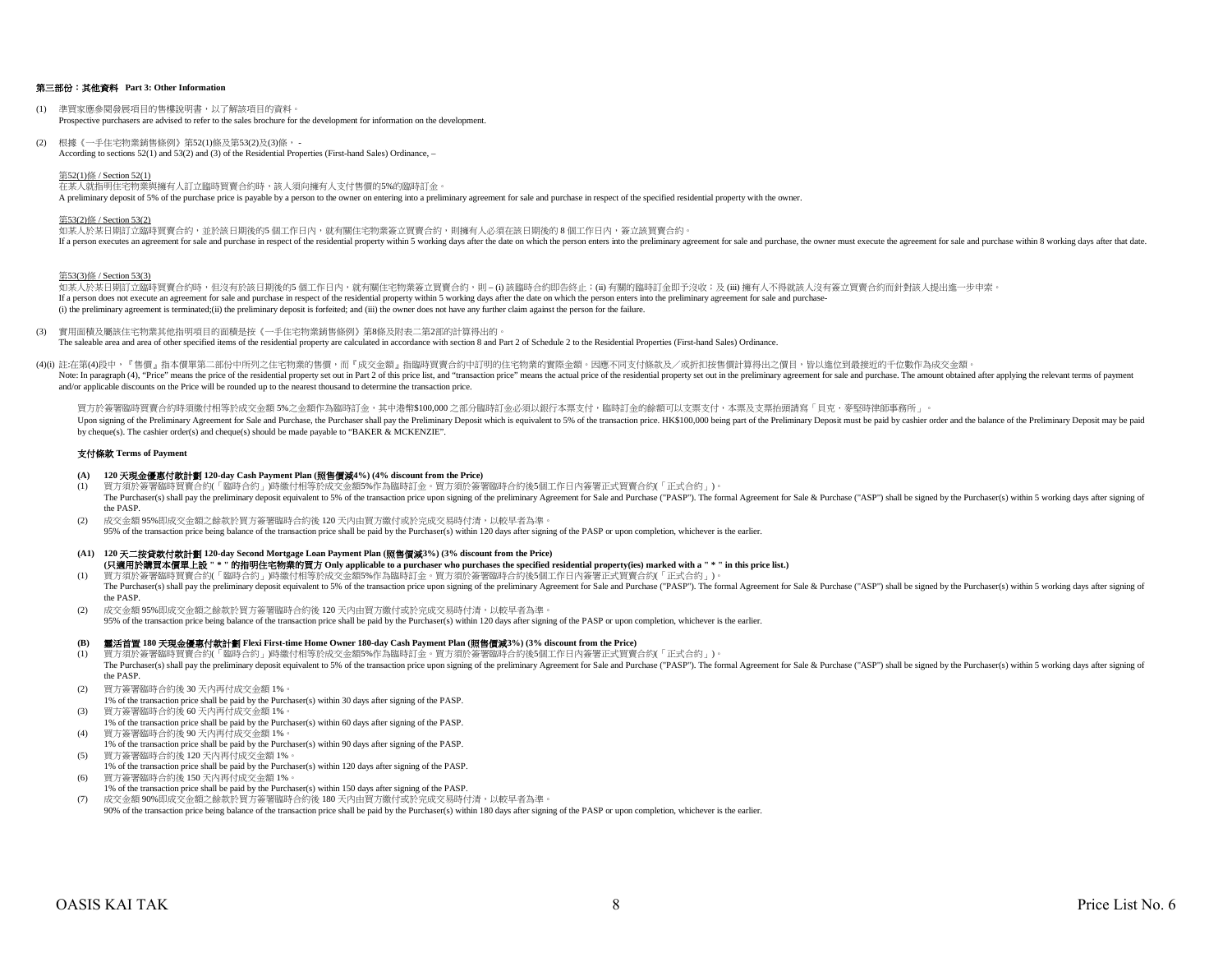### 第三部份：其他資料 Part 3: Other Information

(1) 準買家應參閱發展項目的售樓說明書，以了解該項目的資料。
Prospective purchasers are advised to refer to the sales brochure for the development for information on the development.

(2) 根據《一手住宅物業銷售條例》第52(1)條及第53(2)及(3)條， -
According to sections 52(1) and 53(2) and (3) of the Residential Properties (First-hand Sales) Ordinance, –

第52(1)條 / Section 52(1)
在某人就指明住宅物業與擁有人訂立臨時買賣合約時，該人須向擁有人支付售價的5%的臨時訂金。
A preliminary deposit of 5% of the purchase price is payable by a person to the owner on entering into a preliminary agreement for sale and purchase in respect of the specified residential property with the owner.

第53(2)條 / Section 53(2)
如某人於某日期訂立臨時買賣合約，並於該日期後的5 個工作日內，就有關住宅物業簽立買賣合約，則擁有人必須在該日期後的 8 個工作日內，簽立該買賣合約。
If a person executes an agreement for sale and purchase in respect of the residential property within 5 working days after the date on which the person enters into the preliminary agreement for sale and purchase, the owner must execute the agreement for sale and purchase within 8 working days after that date.

第53(3)條 / Section 53(3)
如某人於某日期訂立臨時買賣合約時，但沒有於該日期後的5 個工作日內，就有關住宅物業簽立買賣合約，則 – (i) 該臨時合約即告終止；(ii) 有關的臨時訂金即予沒收；及 (iii) 擁有人不得就該人沒有簽立買賣合約而針對該人提出進一步申索。
If a person does not execute an agreement for sale and purchase in respect of the residential property within 5 working days after the date on which the person enters into the preliminary agreement for sale and purchase-
(i) the preliminary agreement is terminated;(ii) the preliminary deposit is forfeited; and (iii) the owner does not have any further claim against the person for the failure.

(3) 實用面積及屬該住宅物業其他指明項目的面積是按《一手住宅物業銷售條例》第8條及附表二第2部的計算得出的。
The saleable area and area of other specified items of the residential property are calculated in accordance with section 8 and Part 2 of Schedule 2 to the Residential Properties (First-hand Sales) Ordinance.

(4)(i) 註:在第(4)段中，『售價』指本價單第二部份中所列之住宅物業的售價，而『成交金額』指臨時買賣合約中訂明的住宅物業的實際金額。因應不同支付條款及／或折扣按售價計算得出之價目，皆以進位到最接近的千位數作為成交金額。
Note: In paragraph (4), "Price" means the price of the residential property set out in Part 2 of this price list, and "transaction price" means the actual price of the residential property set out in the preliminary agreement for sale and purchase. The amount obtained after applying the relevant terms of payment and/or applicable discounts on the Price will be rounded up to the nearest thousand to determine the transaction price.

買方於簽署臨時買賣合約時須繳付相等於成交金額 5%之金額作為臨時訂金，其中港幣$100,000 之部分臨時訂金必須以銀行本票支付，臨時訂金的餘額可以支票支付，本票及支票抬頭請寫「貝克．麥堅時律師事務所」。
Upon signing of the Preliminary Agreement for Sale and Purchase, the Purchaser shall pay the Preliminary Deposit which is equivalent to 5% of the transaction price. HK$100,000 being part of the Preliminary Deposit must be paid by cashier order and the balance of the Preliminary Deposit may be paid by cheque(s). The cashier order(s) and cheque(s) should be made payable to "BAKER & MCKENZIE".

#### 支付條款 Terms of Payment

**(A) 120 天現金優惠付款計劃 120-day Cash Payment Plan (照售價減4%) (4% discount from the Price)**

(1) 買方須於簽署臨時買賣合約(「臨時合約」)時繳付相等於成交金額5%作為臨時訂金。買方須於簽署臨時合約後5個工作日內簽署正式買賣合約(「正式合約」)。
The Purchaser(s) shall pay the preliminary deposit equivalent to 5% of the transaction price upon signing of the preliminary Agreement for Sale and Purchase ("PASP"). The formal Agreement for Sale & Purchase ("ASP") shall be signed by the Purchaser(s) within 5 working days after signing of the PASP.

(2) 成交金額 95%即成交金額之餘款於買方簽署臨時合約後 120 天內由買方繳付或於完成交易時付清，以較早者為準。
95% of the transaction price being balance of the transaction price shall be paid by the Purchaser(s) within 120 days after signing of the PASP or upon completion, whichever is the earlier.

**(A1) 120 天二按貸款付款計劃 120-day Second Mortgage Loan Payment Plan (照售價減3%) (3% discount from the Price)**
**(只適用於購買本價單上設 " * " 的指明住宅物業的買方 Only applicable to a purchaser who purchases the specified residential property(ies) marked with a " * " in this price list.)**

(1) 買方須於簽署臨時買賣合約(「臨時合約」)時繳付相等於成交金額5%作為臨時訂金。買方須於簽署臨時合約後5個工作日內簽署正式買賣合約(「正式合約」)。
The Purchaser(s) shall pay the preliminary deposit equivalent to 5% of the transaction price upon signing of the preliminary Agreement for Sale and Purchase ("PASP"). The formal Agreement for Sale & Purchase ("ASP") shall be signed by the Purchaser(s) within 5 working days after signing of the PASP.

(2) 成交金額 95%即成交金額之餘款於買方簽署臨時合約後 120 天內由買方繳付或於完成交易時付清，以較早者為準。
95% of the transaction price being balance of the transaction price shall be paid by the Purchaser(s) within 120 days after signing of the PASP or upon completion, whichever is the earlier.

**(B) 靈活首置 180 天現金優惠付款計劃 Flexi First-time Home Owner 180-day Cash Payment Plan (照售價減3%) (3% discount from the Price)**

(1) 買方須於簽署臨時買賣合約(「臨時合約」)時繳付相等於成交金額5%作為臨時訂金。買方須於簽署臨時合約後5個工作日內簽署正式買賣合約(「正式合約」)。
The Purchaser(s) shall pay the preliminary deposit equivalent to 5% of the transaction price upon signing of the preliminary Agreement for Sale and Purchase ("PASP"). The formal Agreement for Sale & Purchase ("ASP") shall be signed by the Purchaser(s) within 5 working days after signing of the PASP.

(2) 買方簽署臨時合約後 30 天內再付成交金額 1%。
1% of the transaction price shall be paid by the Purchaser(s) within 30 days after signing of the PASP.

(3) 買方簽署臨時合約後 60 天內再付成交金額 1%。
1% of the transaction price shall be paid by the Purchaser(s) within 60 days after signing of the PASP.

(4) 買方簽署臨時合約後 90 天內再付成交金額 1%。
1% of the transaction price shall be paid by the Purchaser(s) within 90 days after signing of the PASP.

(5) 買方簽署臨時合約後 120 天內再付成交金額 1%。
1% of the transaction price shall be paid by the Purchaser(s) within 120 days after signing of the PASP.

(6) 買方簽署臨時合約後 150 天內再付成交金額 1%。
1% of the transaction price shall be paid by the Purchaser(s) within 150 days after signing of the PASP.

(7) 成交金額 90%即成交金額之餘款於買方簽署臨時合約後 180 天內由買方繳付或於完成交易時付清，以較早者為準。
90% of the transaction price being balance of the transaction price shall be paid by the Purchaser(s) within 180 days after signing of the PASP or upon completion, whichever is the earlier.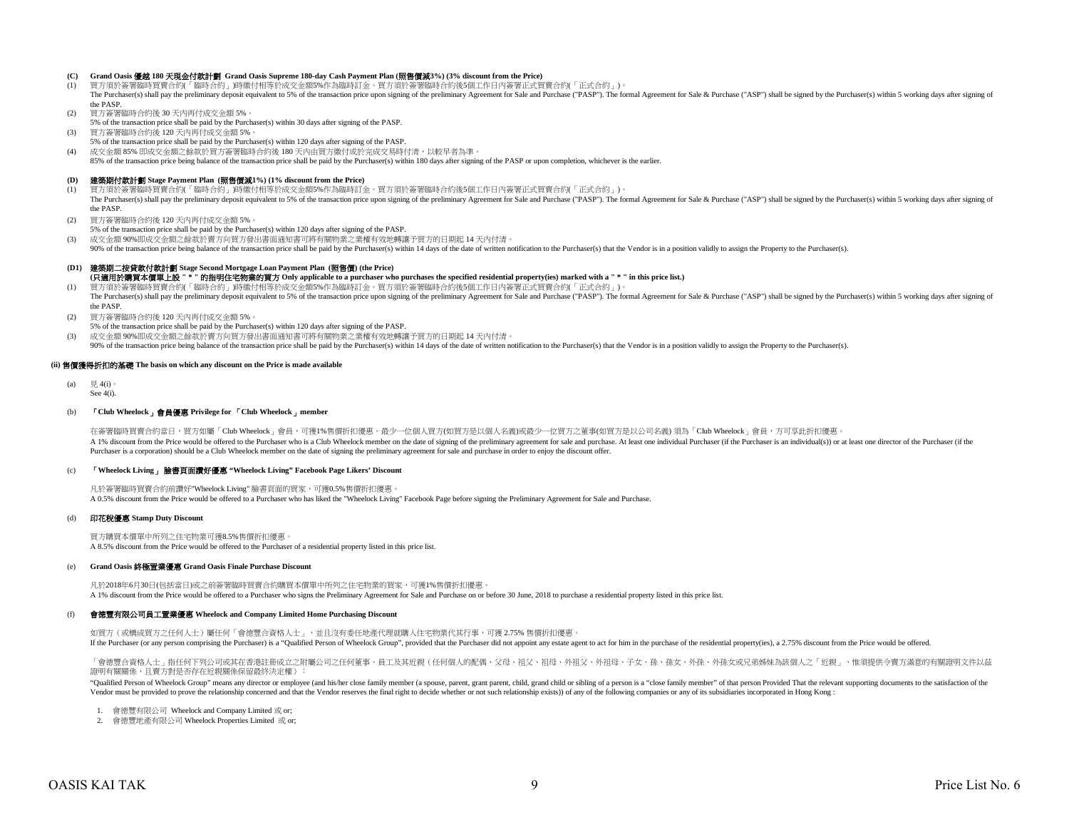**(C) Grand Oasis 優越 180 天現金付款計劃 Grand Oasis Supreme 180-day Cash Payment Plan (照售價減3%) (3% discount from the Price)**

(1) 買方須於簽署臨時買賣合約(「臨時合約」)時繳付相等於成交金額5%作為臨時訂金。買方須於簽署臨時合約後5個工作日內簽署正式買賣合約(「正式合約」)。
The Purchaser(s) shall pay the preliminary deposit equivalent to 5% of the transaction price upon signing of the preliminary Agreement for Sale and Purchase ("PASP"). The formal Agreement for Sale & Purchase ("ASP") shall be signed by the Purchaser(s) within 5 working days after signing of the PASP.

(2) 買方簽署臨時合約後 30 天內再付成交金額 5%。
5% of the transaction price shall be paid by the Purchaser(s) within 30 days after signing of the PASP.

(3) 買方簽署臨時合約後 120 天內再付成交金額 5%。
5% of the transaction price shall be paid by the Purchaser(s) within 120 days after signing of the PASP.

(4) 成交金額 85% 即成交金額之餘款於買方簽署臨時合約後 180 天內由買方繳付或於完成交易時付清，以較早者為準。
85% of the transaction price being balance of the transaction price shall be paid by the Purchaser(s) within 180 days after signing of the PASP or upon completion, whichever is the earlier.

**(D) 建築期付款計劃 Stage Payment Plan (照售價減1%) (1% discount from the Price)**

(1) 買方須於簽署臨時買賣合約(「臨時合約」)時繳付相等於成交金額5%作為臨時訂金。買方須於簽署臨時合約後5個工作日內簽署正式買賣合約(「正式合約」)。
The Purchaser(s) shall pay the preliminary deposit equivalent to 5% of the transaction price upon signing of the preliminary Agreement for Sale and Purchase ("PASP"). The formal Agreement for Sale & Purchase ("ASP") shall be signed by the Purchaser(s) within 5 working days after signing of the PASP.

(2) 買方簽署臨時合約後 120 天內再付成交金額 5%。
5% of the transaction price shall be paid by the Purchaser(s) within 120 days after signing of the PASP.

(3) 成交金額 90%即成交金額之餘款於賣方向買方發出書面通知書可將有關物業之業權有效地轉讓予買方的日期起 14 天內付清。
90% of the transaction price being balance of the transaction price shall be paid by the Purchaser(s) within 14 days of the date of written notification to the Purchaser(s) that the Vendor is in a position validly to assign the Property to the Purchaser(s).

**(D1) 建築期二按貸款付款計劃 Stage Second Mortgage Loan Payment Plan (照售價) (the Price)**
**(只適用於購買本價單上設 " * " 的指明住宅物業的買方 Only applicable to a purchaser who purchases the specified residential property(ies) marked with a " * " in this price list.)**

(1) 買方須於簽署臨時買賣合約(「臨時合約」)時繳付相等於成交金額5%作為臨時訂金。買方須於簽署臨時合約後5個工作日內簽署正式買賣合約(「正式合約」)。
The Purchaser(s) shall pay the preliminary deposit equivalent to 5% of the transaction price upon signing of the preliminary Agreement for Sale and Purchase ("PASP"). The formal Agreement for Sale & Purchase ("ASP") shall be signed by the Purchaser(s) within 5 working days after signing of the PASP.

(2) 買方簽署臨時合約後 120 天內再付成交金額 5%。
5% of the transaction price shall be paid by the Purchaser(s) within 120 days after signing of the PASP.

(3) 成交金額 90%即成交金額之餘款於賣方向買方發出書面通知書可將有關物業之業權有效地轉讓予買方的日期起 14 天內付清。
90% of the transaction price being balance of the transaction price shall be paid by the Purchaser(s) within 14 days of the date of written notification to the Purchaser(s) that the Vendor is in a position validly to assign the Property to the Purchaser(s).

**(ii) 售價獲得折扣的基礎 The basis on which any discount on the Price is made available**

(a) 見 4(i)。
See 4(i).

(b) **「Club Wheelock」會員優惠 Privilege for 「Club Wheelock」member**

在簽署臨時買賣合約當日，買方如屬「Club Wheelock」會員，可獲1%售價折扣優惠。最少一位個人買方(如買方是以個人名義)或最少一位買方之董事(如買方是以公司名義) 須為「Club Wheelock」會員，方可享此折扣優惠。
A 1% discount from the Price would be offered to the Purchaser who is a Club Wheelock member on the date of signing of the preliminary agreement for sale and purchase. At least one individual Purchaser (if the Purchaser is an individual(s)) or at least one director of the Purchaser (if the Purchaser is a corporation) should be a Club Wheelock member on the date of signing the preliminary agreement for sale and purchase in order to enjoy the discount offer.

(c) **「Wheelock Living」 臉書頁面讚好優惠 "Wheelock Living" Facebook Page Likers' Discount**

凡於簽署臨時買賣合約前讚好"Wheelock Living" 臉書頁面的買家，可獲0.5%售價折扣優惠。
A 0.5% discount from the Price would be offered to a Purchaser who has liked the "Wheelock Living" Facebook Page before signing the Preliminary Agreement for Sale and Purchase.

(d) **印花稅優惠 Stamp Duty Discount**

買方購買本價單中所列之住宅物業可獲8.5%售價折扣優惠。
A 8.5% discount from the Price would be offered to the Purchaser of a residential property listed in this price list.

(e) **Grand Oasis 終極置業優惠 Grand Oasis Finale Purchase Discount**

凡於2018年6月30日(包括當日)或之前簽署臨時買賣合約購買本價單中所列之住宅物業的買家，可獲1%售價折扣優惠。
A 1% discount from the Price would be offered to a Purchaser who signs the Preliminary Agreement for Sale and Purchase on or before 30 June, 2018 to purchase a residential property listed in this price list.

(f) **會德豐有限公司員工置業優惠 Wheelock and Company Limited Home Purchasing Discount**

如買方（或構成買方之任何人士）屬任何「會德豐合資格人士」，並且沒有委任地產代理就購入住宅物業代其行事，可獲 2.75% 售價折扣優惠。
If the Purchaser (or any person comprising the Purchaser) is a "Qualified Person of Wheelock Group", provided that the Purchaser did not appoint any estate agent to act for him in the purchase of the residential property(ies), a 2.75% discount from the Price would be offered.

「會德豐合資格人士」指任何下列公司或其在香港註冊成立之附屬公司之任何董事、員工及其近親（任何個人的配偶、父母、祖父、祖母、外祖父、外祖母、子女、孫、孫女、外孫、外孫女或兄弟姊妹為該個人之「近親」，惟須提供令賣方滿意的有關證明文件以茲證明有關關係，且賣方對是否存在近親關係保留最終決定權）：

"Qualified Person of Wheelock Group" means any director or employee (and his/her close family member (a spouse, parent, grant parent, child, grand child or sibling of a person is a "close family member" of that person Provided That the relevant supporting documents to the satisfaction of the Vendor must be provided to prove the relationship concerned and that the Vendor reserves the final right to decide whether or not such relationship exists)) of any of the following companies or any of its subsidiaries incorporated in Hong Kong :

1. 會德豐有限公司 Wheelock and Company Limited 或 or;
2. 會德豐地產有限公司 Wheelock Properties Limited 或 or;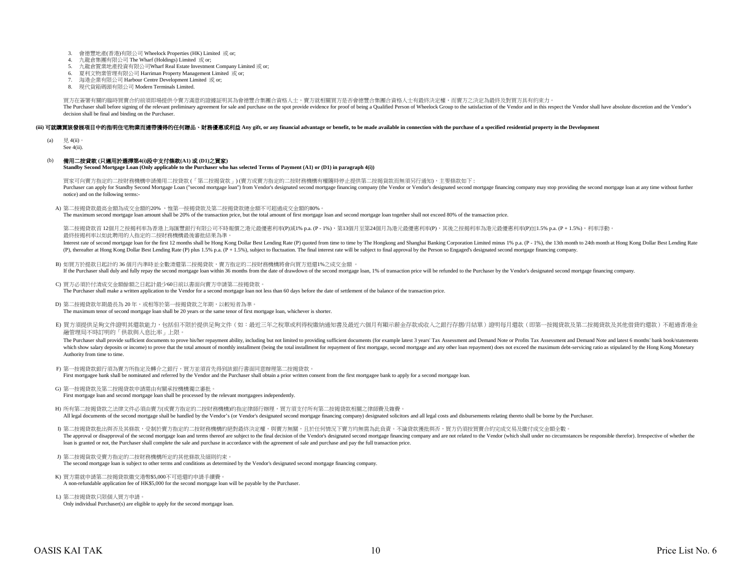3. 會德豐地產(香港)有限公司 Wheelock Properties (HK) Limited 或 or;
4. 九龍倉集團有限公司 The Wharf (Holdings) Limited 或 or;
5. 九龍倉置業地產投資有限公司Wharf Real Estate Investment Company Limited 或 or;
6. 夏利文物業管理有限公司 Harriman Property Management Limited 或 or;
7. 海港企業有限公司 Harbour Centre Development Limited 或 or;
8. 現代貨箱碼頭有限公司 Modern Terminals Limited.

買方在簽署有關的臨時買賣合約前須即場提供令賣方滿意的證據証明其為會德豐合集團合資格人士，賣方就相關買方是否會德豐合集團合資格人士有最終決定權，而賣方之決定為最終及對買方具有約束力。
The Purchaser shall before signing of the relevant preliminary agreement for sale and purchase on the spot provide evidence for proof of being a Qualified Person of Wheelock Group to the satisfaction of the Vendor and in this respect the Vendor shall have absolute discretion and the Vendor's decision shall be final and binding on the Purchaser.

### (iii) 可就購買該發展項目中的指明住宅物業而連帶獲得的任何贈品、財務優惠或利益 Any gift, or any financial advantage or benefit, to be made available in connection with the purchase of a specified residential property in the Development

(a) 見 4(ii)。
See 4(ii).

(b) **備用二按貸款 (只適用於選擇第4(i)段中支付條款(A1) 或 (D1)之買家)**
**Standby Second Mortgage Loan (Only applicable to the Purchaser who has selected Terms of Payment (A1) or (D1) in paragraph 4(i))**

買家可向賣方指定的二按財務機構申請備用二按貸款 (「第二按揭貸款」) (賣方或賣方指定的二按財務機構有權隨時停止提供第二按揭貸款而無須另行通知)，主要條款如下：
Purchaser can apply for Standby Second Mortgage Loan ("second mortgage loan") from Vendor's designated second mortgage financing company (the Vendor or Vendor's designated second mortgage financing company may stop providing the second mortgage loan at any time without further notice) and on the following terms:-

A) 第二按揭貸款最高金額為成交金額的20% ，惟第一按揭貸款及第二按揭貸款總金額不可超過成交金額的80%。
The maximum second mortgage loan amount shall be 20% of the transaction price, but the total amount of first mortgage loan and second mortgage loan together shall not exceed 80% of the transaction price.

第二按揭貸款首 12個月之按揭利率為香港上海匯豐銀行有限公司不時報價之港元最優惠利率(P)減1% p.a. (P - 1%)，第13個月至第24個月為港元最優惠利率(P)，其後之按揭利率為港元最優惠利率(P)加1.5% p.a. (P + 1.5%)，利率浮動。最終按揭利率以如此聘用的人指定的二按財務機構最後審批結果為準。
Interest rate of second mortgage loan for the first 12 months shall be Hong Kong Dollar Best Lending Rate (P) quoted from time to time by The Hongkong and Shanghai Banking Corporation Limited minus 1% p.a. (P - 1%), the 13th month to 24th month at Hong Kong Dollar Best Lending Rate (P), thereafter at Hong Kong Dollar Best Lending Rate (P) plus 1.5% p.a. (P + 1.5%), subject to fluctuation. The final interest rate will be subject to final approval by the Person so Engaged's designated second mortgage financing company.

B) 如買方於提款日起計的 36 個月內準時並全數清還第二按揭貸款，賣方指定的二按財務機構將會向買方退還1%之成交金額 。
If the Purchaser shall duly and fully repay the second mortgage loan within 36 months from the date of drawdown of the second mortgage loan, 1% of transaction price will be refunded to the Purchaser by the Vendor's designated second mortgage financing company.

C) 買方必須於付清成交金額餘額之日起計最少60日前以書面向賣方申請第二按揭貸款。
The Purchaser shall make a written application to the Vendor for a second mortgage loan not less than 60 days before the date of settlement of the balance of the transaction price.

D) 第二按揭貸款年期最長為 20 年，或相等於第一按揭貸款之年期，以較短者為準。
The maximum tenor of second mortgage loan shall be 20 years or the same tenor of first mortgage loan, whichever is shorter.

E) 買方須提供足夠文件證明其還款能力，包括但不限於提供足夠文件（如：最近三年之稅單或利得稅繳納通知書及最近六個月有顯示薪金存款或收入之銀行存摺/月結單）證明每月還款（即第一按揭貸款及第二按揭貸款及其他借貸的還款）不超過香港金融管理局不時訂明的「供款與入息比率」上限。
The Purchaser shall provide sufficient documents to prove his/her repayment ability, including but not limited to providing sufficient documents (for example latest 3 years' Tax Assessment and Demand Note or Profits Tax Assessment and Demand Note and latest 6 months' bank book/statements which show salary deposits or income) to prove that the total amount of monthly installment (being the total installment for repayment of first mortgage, second mortgage and any other loan repayment) does not exceed the maximum debt-servicing ratio as stipulated by the Hong Kong Monetary Authority from time to time.

F) 第一按揭貸款銀行須為賣方所指定及轉介之銀行，買方並須首先得到該銀行書面同意辦理第二按揭貸款。
First mortgagee bank shall be nominated and referred by the Vendor and the Purchaser shall obtain a prior written consent from the first mortgagee bank to apply for a second mortgage loan.

G) 第一按揭貸款及第二按揭貸款申請需由有關承按機構獨立審批。
First mortgage loan and second mortgage loan shall be processed by the relevant mortgagees independently.

H) 所有第二按揭貸款之法律文件必須由賣方(或賣方指定的二按財務機構)的指定律師行辦理，買方須支付所有第二按揭貸款相關之律師費及雜費。
All legal documents of the second mortgage shall be handled by the Vendor's (or Vendor's designated second mortgage financing company) designated solicitors and all legal costs and disbursements relating thereto shall be borne by the Purchaser.

I) 第二按揭貸款批出與否及其條款，受制於賣方指定的二按財務機構的絕對最終決定權，與賣方無關，且於任何情況下賣方均無需為此負責。不論貸款獲批與否，買方仍須按買賣合約完成交易及繳付成交金額全數。
The approval or disapproval of the second mortgage loan and terms thereof are subject to the final decision of the Vendor's designated second mortgage financing company and are not related to the Vendor (which shall under no circumstances be responsible therefor). Irrespective of whether the loan is granted or not, the Purchaser shall complete the sale and purchase in accordance with the agreement of sale and purchase and pay the full transaction price.

J) 第二按揭貸款受賣方指定的二按財務機構所定的其他條款及細則約束。
The second mortgage loan is subject to other terms and conditions as determined by the Vendor's designated second mortgage financing company.

K) 買方需就申請第二按揭貸款繳交港幣$5,000不可退還的申請手續費。
A non-refundable application fee of HK$5,000 for the second mortgage loan will be payable by the Purchaser.

L) 第二按揭貸款只限個人買方申請。
Only individual Purchaser(s) are eligible to apply for the second mortgage loan.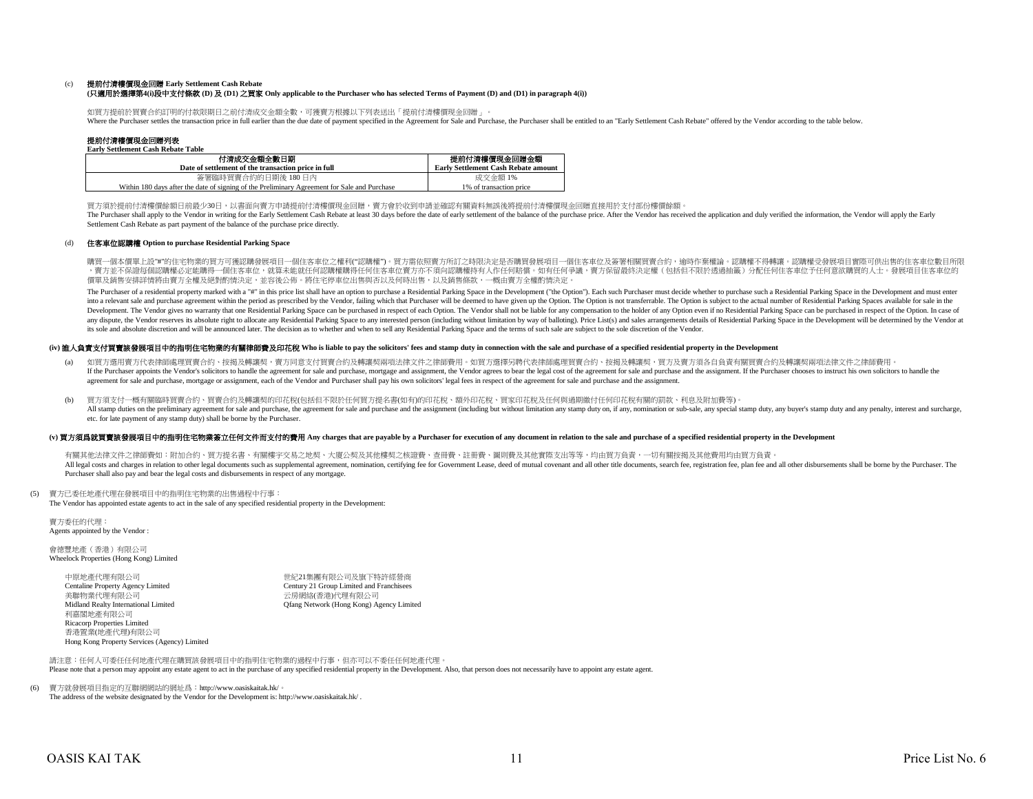(c) **提前付清樓價現金回贈 Early Settlement Cash Rebate**
**(只適用於選擇第4(i)段中支付條款 (D) 及 (D1) 之買家 Only applicable to the Purchaser who has selected Terms of Payment (D) and (D1) in paragraph 4(i))**

如買方提前於買賣合約訂明的付款限期日之前付清成交金額全數，可獲賣方根據以下列表送出「提前付清樓價現金回贈」。
Where the Purchaser settles the transaction price in full earlier than the due date of payment specified in the Agreement for Sale and Purchase, the Purchaser shall be entitled to an "Early Settlement Cash Rebate" offered by the Vendor according to the table below.

**提前付清樓價現金回贈列表**
**Early Settlement Cash Rebate Table**

| 付清成交金額全數日期<br>Date of settlement of the transaction price in full | 提前付清樓價現金回贈金額<br>Early Settlement Cash Rebate amount |
|---|---|
| 簽署臨時買賣合約的日期後 180 日內<br>Within 180 days after the date of signing of the Preliminary Agreement for Sale and Purchase | 成交金額 1%<br>1% of transaction price |

買方須於提前付清樓價餘額日前最少30日，以書面向賣方申請提前付清樓價現金回贈，賣方會於收到申請並確認有關資料無誤後將提前付清樓價現金回贈直接用於支付部份樓價餘額。
The Purchaser shall apply to the Vendor in writing for the Early Settlement Cash Rebate at least 30 days before the date of early settlement of the balance of the purchase price. After the Vendor has received the application and duly verified the information, the Vendor will apply the Early Settlement Cash Rebate as part payment of the balance of the purchase price directly.

(d) **住客車位認購權 Option to purchase Residential Parking Space**

購買一個本價單上設"#"的住宅物業的買方可獲認購發展項目一個住客車位之權利("認購權")。買方需依照賣方所訂之時限決定是否購買發展項目一個住客車位及簽署相關買賣合約，逾時作棄權論。認購權不得轉讓。認購權受發展項目實際可供出售的住客車位數目所限，賣方並不保證每個認購權必定能購得一個住客車位，就算未能就任何認購權購得任何住客車位賣方亦不須向認購權持有人作任何賠償。如有任何爭議，賣方保留最終決定權（包括但不限於透過抽籤）分配任何住客車位予任何意欲購買的人士。發展項目住客車位的價單及銷售安排詳情將由賣方全權及絕對酌情決定，並容後公佈。將住宅停車位出售與否以及何時出售，以及銷售條款，一概由賣方全權酌情決定。

The Purchaser of a residential property marked with a "#" in this price list shall have an option to purchase a Residential Parking Space in the Development ("the Option"). Each such Purchaser must decide whether to purchase such a Residential Parking Space in the Development and must enter into a relevant sale and purchase agreement within the period as prescribed by the Vendor, failing which that Purchaser will be deemed to have given up the Option. The Option is not transferrable. The Option is subject to the actual number of Residential Parking Spaces available for sale in the Development. The Vendor gives no warranty that one Residential Parking Space can be purchased in respect of each Option. The Vendor shall not be liable for any compensation to the holder of any Option even if no Residential Parking Space can be purchased in respect of the Option. In case of any dispute, the Vendor reserves its absolute right to allocate any Residential Parking Space to any interested person (including without limitation by way of balloting). Price List(s) and sales arrangements details of Residential Parking Space in the Development will be determined by the Vendor at its sole and absolute discretion and will be announced later. The decision as to whether and when to sell any Residential Parking Space and the terms of such sale are subject to the sole discretion of the Vendor.

**(iv) 誰人負責支付買賣該發展項目中的指明住宅物業的有關律師費及印花稅 Who is liable to pay the solicitors' fees and stamp duty in connection with the sale and purchase of a specified residential property in the Development**

(a) 如買方選用賣方代表律師處理買賣合約、按揭及轉讓契，賣方同意支付買賣合約及轉讓契兩項法律文件之律師費用。如買方選擇另聘代表律師處理買賣合約、按揭及轉讓契，買方及賣方須各自負責有關買賣合約及轉讓契兩項法律文件之律師費用。
If the Purchaser appoints the Vendor's solicitors to handle the agreement for sale and purchase, mortgage and assignment, the Vendor agrees to bear the legal cost of the agreement for sale and purchase and the assignment. If the Purchaser chooses to instruct his own solicitors to handle the agreement for sale and purchase, mortgage or assignment, each of the Vendor and Purchaser shall pay his own solicitors' legal fees in respect of the agreement for sale and purchase and the assignment.

(b) 買方須支付一概有關臨時買賣合約、買賣合約及轉讓契的印花稅(包括但不限於任何買方提名書(如有)的印花稅、額外印花稅、買家印花稅及任何與過期繳付任何印花稅有關的罰款、利息及附加費等)。
All stamp duties on the preliminary agreement for sale and purchase, the agreement for sale and purchase and the assignment (including but without limitation any stamp duty on, if any, nomination or sub-sale, any special stamp duty, any buyer's stamp duty and any penalty, interest and surcharge, etc. for late payment of any stamp duty) shall be borne by the Purchaser.

**(v) 買方須爲就買賣該發展項目中的指明住宅物業簽立任何文件而支付的費用 Any charges that are payable by a Purchaser for execution of any document in relation to the sale and purchase of a specified residential property in the Development**

有關其他法律文件之律師費如：附加合約、買方提名書、有關樓宇交易之地契、大廈公契及其他樓契之核證費、查冊費、註冊費、圖則費及其他實際支出等等，均由買方負責，一切有關按揭及其他費用均由買方負責。
All legal costs and charges in relation to other legal documents such as supplemental agreement, nomination, certifying fee for Government Lease, deed of mutual covenant and all other title documents, search fee, registration fee, plan fee and all other disbursements shall be borne by the Purchaser. The Purchaser shall also pay and bear the legal costs and disbursements in respect of any mortgage.

(5) 賣方已委任地產代理在發展項目中的指明住宅物業的出售過程中行事：
The Vendor has appointed estate agents to act in the sale of any specified residential property in the Development:

賣方委任的代理：
Agents appointed by the Vendor :

會德豐地產（香港）有限公司
Wheelock Properties (Hong Kong) Limited

中原地產代理有限公司
Centaline Property Agency Limited
美聯物業代理有限公司
Midland Realty International Limited
利嘉閣地產有限公司
Ricacorp Properties Limited
香港置業(地產代理)有限公司
Hong Kong Property Services (Agency) Limited
世紀21集團有限公司及旗下特許經營商
Century 21 Group Limited and Franchisees
云房網絡(香港)代理有限公司
Qfang Network (Hong Kong) Agency Limited

請注意：任何人可委任任何地產代理在購買該發展項目中的指明住宅物業的過程中行事，但亦可以不委任任何地產代理。
Please note that a person may appoint any estate agent to act in the purchase of any specified residential property in the Development. Also, that person does not necessarily have to appoint any estate agent.

(6) 賣方就發展項目指定的互聯網網站的網址爲：http://www.oasiskaitak.hk/。
The address of the website designated by the Vendor for the Development is: http://www.oasiskaitak.hk/ .